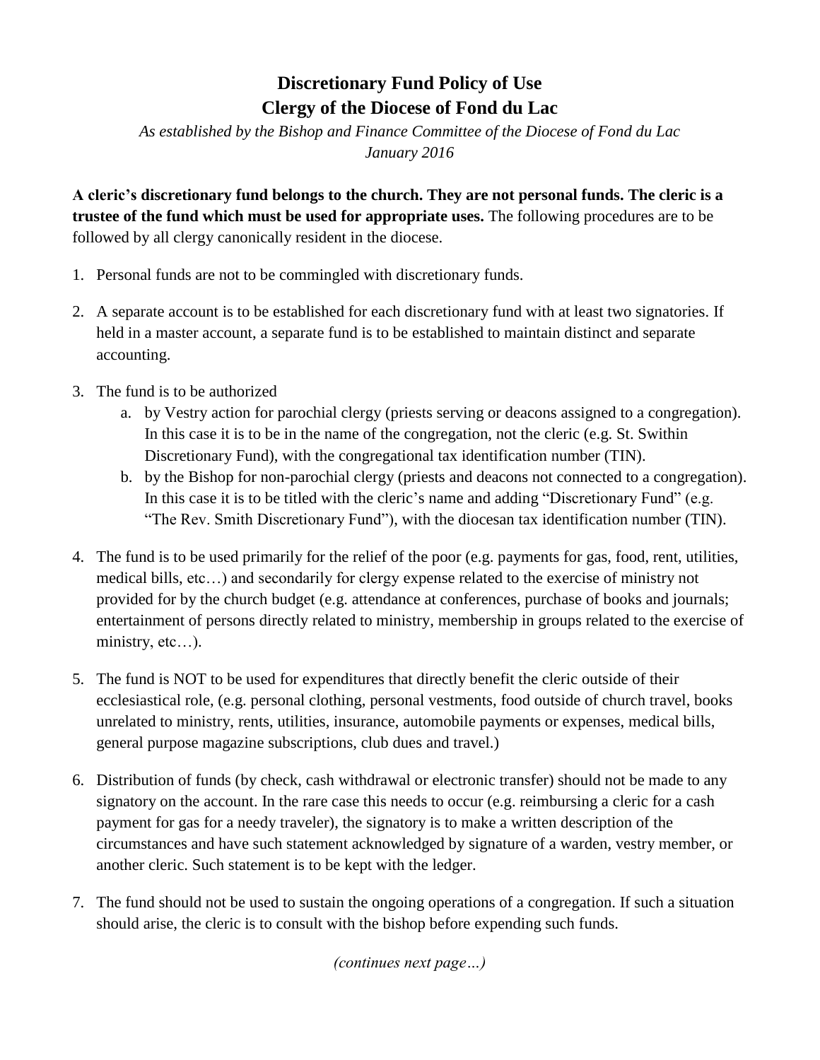# Discretionary Fund Policy of Use
# Clergy of the Diocese of Fond du Lac

*As established by the Bishop and Finance Committee of the Diocese of Fond du Lac*
*January 2016*

**A cleric's discretionary fund belongs to the church. They are not personal funds. The cleric is a trustee of the fund which must be used for appropriate uses.** The following procedures are to be followed by all clergy canonically resident in the diocese.

1. Personal funds are not to be commingled with discretionary funds.

2. A separate account is to be established for each discretionary fund with at least two signatories. If held in a master account, a separate fund is to be established to maintain distinct and separate accounting.

3. The fund is to be authorized
   a. by Vestry action for parochial clergy (priests serving or deacons assigned to a congregation). In this case it is to be in the name of the congregation, not the cleric (e.g. St. Swithin Discretionary Fund), with the congregational tax identification number (TIN).
   b. by the Bishop for non-parochial clergy (priests and deacons not connected to a congregation). In this case it is to be titled with the cleric's name and adding "Discretionary Fund" (e.g. "The Rev. Smith Discretionary Fund"), with the diocesan tax identification number (TIN).

4. The fund is to be used primarily for the relief of the poor (e.g. payments for gas, food, rent, utilities, medical bills, etc…) and secondarily for clergy expense related to the exercise of ministry not provided for by the church budget (e.g. attendance at conferences, purchase of books and journals; entertainment of persons directly related to ministry, membership in groups related to the exercise of ministry, etc…).

5. The fund is NOT to be used for expenditures that directly benefit the cleric outside of their ecclesiastical role, (e.g. personal clothing, personal vestments, food outside of church travel, books unrelated to ministry, rents, utilities, insurance, automobile payments or expenses, medical bills, general purpose magazine subscriptions, club dues and travel.)

6. Distribution of funds (by check, cash withdrawal or electronic transfer) should not be made to any signatory on the account. In the rare case this needs to occur (e.g. reimbursing a cleric for a cash payment for gas for a needy traveler), the signatory is to make a written description of the circumstances and have such statement acknowledged by signature of a warden, vestry member, or another cleric. Such statement is to be kept with the ledger.

7. The fund should not be used to sustain the ongoing operations of a congregation. If such a situation should arise, the cleric is to consult with the bishop before expending such funds.

*(continues next page…)*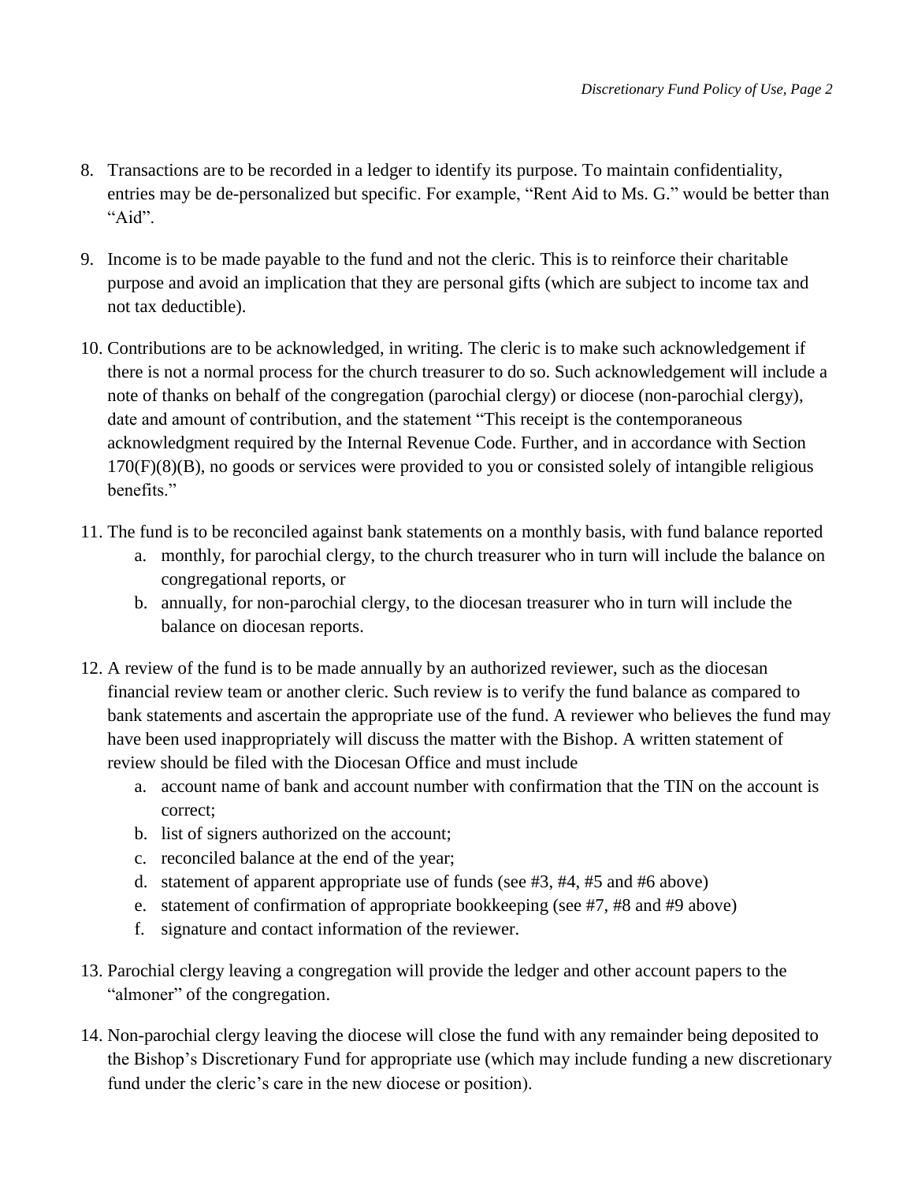8. Transactions are to be recorded in a ledger to identify its purpose. To maintain confidentiality, entries may be de-personalized but specific. For example, "Rent Aid to Ms. G." would be better than "Aid".

9. Income is to be made payable to the fund and not the cleric. This is to reinforce their charitable purpose and avoid an implication that they are personal gifts (which are subject to income tax and not tax deductible).

10. Contributions are to be acknowledged, in writing. The cleric is to make such acknowledgement if there is not a normal process for the church treasurer to do so. Such acknowledgement will include a note of thanks on behalf of the congregation (parochial clergy) or diocese (non-parochial clergy), date and amount of contribution, and the statement "This receipt is the contemporaneous acknowledgment required by the Internal Revenue Code. Further, and in accordance with Section 170(F)(8)(B), no goods or services were provided to you or consisted solely of intangible religious benefits."

11. The fund is to be reconciled against bank statements on a monthly basis, with fund balance reported
    a. monthly, for parochial clergy, to the church treasurer who in turn will include the balance on congregational reports, or
    b. annually, for non-parochial clergy, to the diocesan treasurer who in turn will include the balance on diocesan reports.

12. A review of the fund is to be made annually by an authorized reviewer, such as the diocesan financial review team or another cleric. Such review is to verify the fund balance as compared to bank statements and ascertain the appropriate use of the fund. A reviewer who believes the fund may have been used inappropriately will discuss the matter with the Bishop. A written statement of review should be filed with the Diocesan Office and must include
    a. account name of bank and account number with confirmation that the TIN on the account is correct;
    b. list of signers authorized on the account;
    c. reconciled balance at the end of the year;
    d. statement of apparent appropriate use of funds (see #3, #4, #5 and #6 above)
    e. statement of confirmation of appropriate bookkeeping (see #7, #8 and #9 above)
    f. signature and contact information of the reviewer.

13. Parochial clergy leaving a congregation will provide the ledger and other account papers to the "almoner" of the congregation.

14. Non-parochial clergy leaving the diocese will close the fund with any remainder being deposited to the Bishop's Discretionary Fund for appropriate use (which may include funding a new discretionary fund under the cleric's care in the new diocese or position).